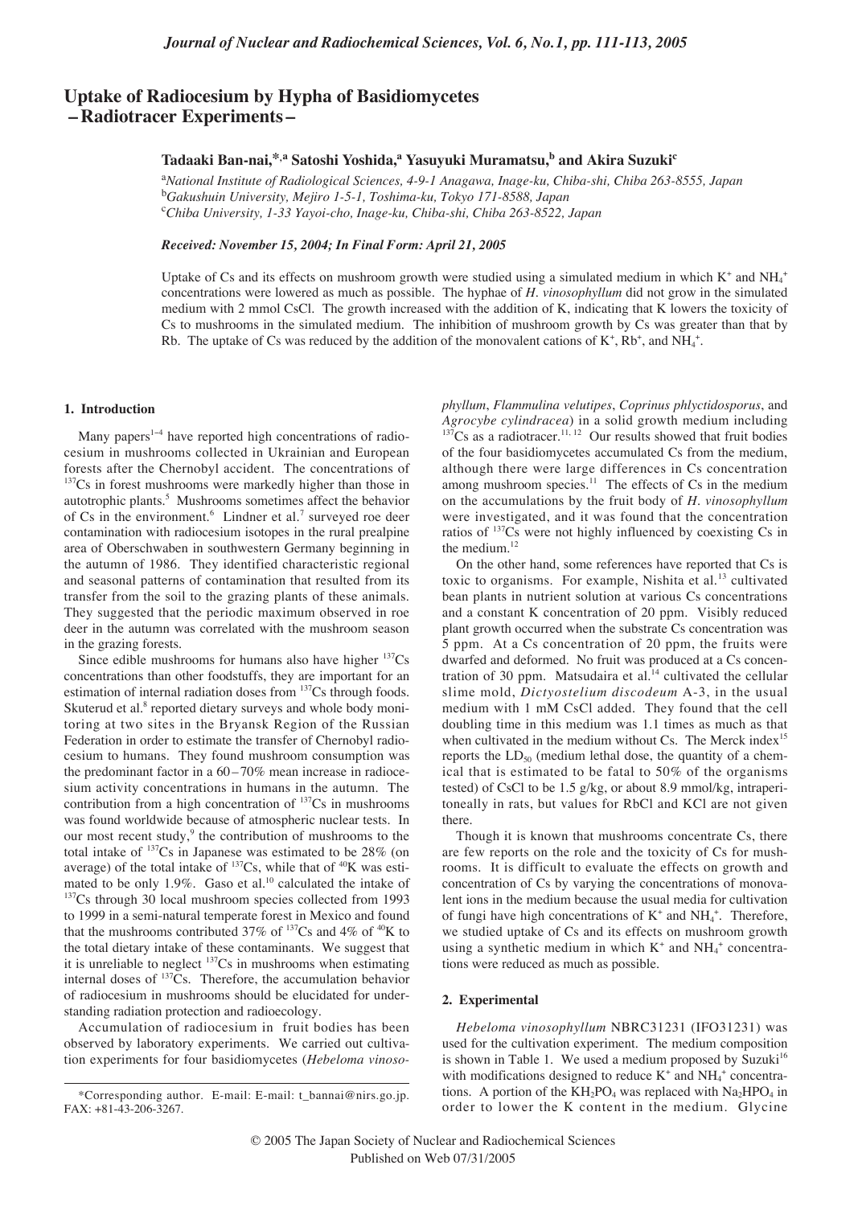# Uptake of Radiocesium by Hypha of Basidiomycetes – Radiotracer Experiments –

**Tadaaki Ban-nai,[*,a] Satoshi Yoshida,[a] Yasuyuki Muramatsu,[b] and Akira Suzuki[c]**

[a]*National Institute of Radiological Sciences, 4-9-1 Anagawa, Inage-ku, Chiba-shi, Chiba 263-8555, Japan*
[b]*Gakushuin University, Mejiro 1-5-1, Toshima-ku, Tokyo 171-8588, Japan*
[c]*Chiba University, 1-33 Yayoi-cho, Inage-ku, Chiba-shi, Chiba 263-8522, Japan*

***Received: November 15, 2004; In Final Form: April 21, 2005***

Uptake of Cs and its effects on mushroom growth were studied using a simulated medium in which $K^+$ and $NH_4^+$ concentrations were lowered as much as possible. The hyphae of *H. vinosophyllum* did not grow in the simulated medium with 2 mmol CsCl. The growth increased with the addition of K, indicating that K lowers the toxicity of Cs to mushrooms in the simulated medium. The inhibition of mushroom growth by Cs was greater than that by Rb. The uptake of Cs was reduced by the addition of the monovalent cations of $K^+$, $Rb^+$, and $NH_4^+$.

## 1. Introduction

Many papers[1–4] have reported high concentrations of radiocesium in mushrooms collected in Ukrainian and European forests after the Chernobyl accident. The concentrations of $^{137}Cs$ in forest mushrooms were markedly higher than those in autotrophic plants.[5] Mushrooms sometimes affect the behavior of Cs in the environment.[6] Lindner et al.[7] surveyed roe deer contamination with radiocesium isotopes in the rural prealpine area of Oberschwaben in southwestern Germany beginning in the autumn of 1986. They identified characteristic regional and seasonal patterns of contamination that resulted from its transfer from the soil to the grazing plants of these animals. They suggested that the periodic maximum observed in roe deer in the autumn was correlated with the mushroom season in the grazing forests.

Since edible mushrooms for humans also have higher $^{137}Cs$ concentrations than other foodstuffs, they are important for an estimation of internal radiation doses from $^{137}Cs$ through foods. Skuterud et al.[8] reported dietary surveys and whole body monitoring at two sites in the Bryansk Region of the Russian Federation in order to estimate the transfer of Chernobyl radiocesium to humans. They found mushroom consumption was the predominant factor in a 60 – 70% mean increase in radiocesium activity concentrations in humans in the autumn. The contribution from a high concentration of $^{137}Cs$ in mushrooms was found worldwide because of atmospheric nuclear tests. In our most recent study,[9] the contribution of mushrooms to the total intake of $^{137}Cs$ in Japanese was estimated to be 28% (on average) of the total intake of $^{137}Cs$, while that of $^{40}K$ was estimated to be only 1.9%. Gaso et al.[10] calculated the intake of $^{137}Cs$ through 30 local mushroom species collected from 1993 to 1999 in a semi-natural temperate forest in Mexico and found that the mushrooms contributed 37% of $^{137}Cs$ and 4% of $^{40}K$ to the total dietary intake of these contaminants. We suggest that it is unreliable to neglect $^{137}Cs$ in mushrooms when estimating internal doses of $^{137}Cs$. Therefore, the accumulation behavior of radiocesium in mushrooms should be elucidated for understanding radiation protection and radioecology.

Accumulation of radiocesium in fruit bodies has been observed by laboratory experiments. We carried out cultivation experiments for four basidiomycetes (*Hebeloma vinosophyllum*, *Flammulina velutipes*, *Coprinus phlyctidosporus*, and *Agrocybe cylindracea*) in a solid growth medium including $^{137}Cs$ as a radiotracer.[11, 12] Our results showed that fruit bodies of the four basidiomycetes accumulated Cs from the medium, although there were large differences in Cs concentration among mushroom species.[11] The effects of Cs in the medium on the accumulations by the fruit body of *H. vinosophyllum* were investigated, and it was found that the concentration ratios of $^{137}Cs$ were not highly influenced by coexisting Cs in the medium.[12]

On the other hand, some references have reported that Cs is toxic to organisms. For example, Nishita et al.[13] cultivated bean plants in nutrient solution at various Cs concentrations and a constant K concentration of 20 ppm. Visibly reduced plant growth occurred when the substrate Cs concentration was 5 ppm. At a Cs concentration of 20 ppm, the fruits were dwarfed and deformed. No fruit was produced at a Cs concentration of 30 ppm. Matsudaira et al.[14] cultivated the cellular slime mold, *Dictyostelium discodeum* A-3, in the usual medium with 1 mM CsCl added. They found that the cell doubling time in this medium was 1.1 times as much as that when cultivated in the medium without Cs. The Merck index[15] reports the $LD_{50}$ (medium lethal dose, the quantity of a chemical that is estimated to be fatal to 50% of the organisms tested) of CsCl to be 1.5 g/kg, or about 8.9 mmol/kg, intraperitoneally in rats, but values for RbCl and KCl are not given there.

Though it is known that mushrooms concentrate Cs, there are few reports on the role and the toxicity of Cs for mushrooms. It is difficult to evaluate the effects on growth and concentration of Cs by varying the concentrations of monovalent ions in the medium because the usual media for cultivation of fungi have high concentrations of $K^+$ and $NH_4^+$. Therefore, we studied uptake of Cs and its effects on mushroom growth using a synthetic medium in which $K^+$ and $NH_4^+$ concentrations were reduced as much as possible.

## 2. Experimental

*Hebeloma vinosophyllum* NBRC31231 (IFO31231) was used for the cultivation experiment. The medium composition is shown in Table 1. We used a medium proposed by Suzuki[16] with modifications designed to reduce $K^+$ and $NH_4^+$ concentrations. A portion of the $KH_2PO_4$ was replaced with $Na_2HPO_4$ in order to lower the K content in the medium. Glycine

*Corresponding author. E-mail: E-mail: t_bannai@nirs.go.jp. FAX: +81-43-206-3267.

© 2005 The Japan Society of Nuclear and Radiochemical Sciences
Published on Web 07/31/2005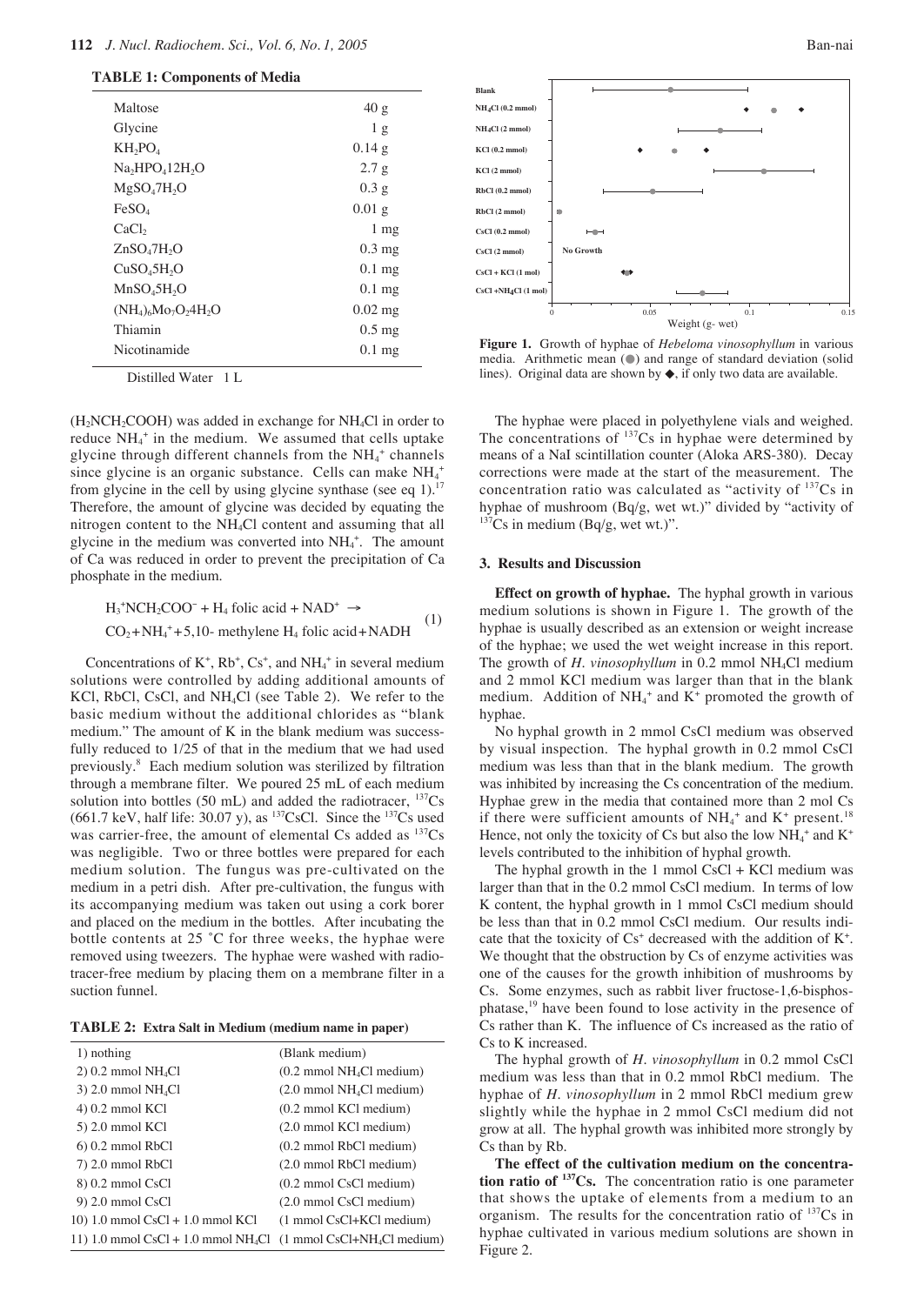**TABLE 1: Components of Media**

| | |
|---|---|
| Maltose | 40 g |
| Glycine | 1 g |
| $KH_2PO_4$ | 0.14 g |
| $Na_2HPO_4 12H_2O$ | 2.7 g |
| $MgSO_4 7H_2O$ | 0.3 g |
| $FeSO_4$ | 0.01 g |
| $CaCl_2$ | 1 mg |
| $ZnSO_4 7H_2O$ | 0.3 mg |
| $CuSO_4 5H_2O$ | 0.1 mg |
| $MnSO_4 5H_2O$ | 0.1 mg |
| $(NH_4)_6Mo_7O_2 4H_2O$ | 0.02 mg |
| Thiamin | 0.5 mg |
| Nicotinamide | 0.1 mg |

Distilled Water 1 L

($H_2NCH_2COOH$) was added in exchange for $NH_4Cl$ in order to reduce $NH_4^+$ in the medium. We assumed that cells uptake glycine through different channels from the $NH_4^+$ channels since glycine is an organic substance. Cells can make $NH_4^+$ from glycine in the cell by using glycine synthase (see eq 1).[17] Therefore, the amount of glycine was decided by equating the nitrogen content to the $NH_4Cl$ content and assuming that all glycine in the medium was converted into $NH_4^+$. The amount of Ca was reduced in order to prevent the precipitation of Ca phosphate in the medium.

$$H_3^+NCH_2COO^- + H_4 \text{ folic acid} + NAD^+ \rightarrow CO_2 + NH_4^+ + 5,10\text{- methylene } H_4 \text{ folic acid} + NADH \quad (1)$$

Concentrations of $K^+$, $Rb^+$, $Cs^+$, and $NH_4^+$ in several medium solutions were controlled by adding additional amounts of KCl, RbCl, CsCl, and $NH_4Cl$ (see Table 2). We refer to the basic medium without the additional chlorides as "blank medium." The amount of K in the blank medium was successfully reduced to 1/25 of that in the medium that we had used previously.[8] Each medium solution was sterilized by filtration through a membrane filter. We poured 25 mL of each medium solution into bottles (50 mL) and added the radiotracer, $^{137}Cs$ (661.7 keV, half life: 30.07 y), as $^{137}CsCl$. Since the $^{137}Cs$ used was carrier-free, the amount of elemental Cs added as $^{137}Cs$ was negligible. Two or three bottles were prepared for each medium solution. The fungus was pre-cultivated on the medium in a petri dish. After pre-cultivation, the fungus with its accompanying medium was taken out using a cork borer and placed on the medium in the bottles. After incubating the bottle contents at 25 ˚C for three weeks, the hyphae were removed using tweezers. The hyphae were washed with radiotracer-free medium by placing them on a membrane filter in a suction funnel.

**TABLE 2: Extra Salt in Medium (medium name in paper)**

| | |
|---|---|
| 1) nothing | (Blank medium) |
| 2) 0.2 mmol $NH_4Cl$ | (0.2 mmol $NH_4Cl$ medium) |
| 3) 2.0 mmol $NH_4Cl$ | (2.0 mmol $NH_4Cl$ medium) |
| 4) 0.2 mmol KCl | (0.2 mmol KCl medium) |
| 5) 2.0 mmol KCl | (2.0 mmol KCl medium) |
| 6) 0.2 mmol RbCl | (0.2 mmol RbCl medium) |
| 7) 2.0 mmol RbCl | (2.0 mmol RbCl medium) |
| 8) 0.2 mmol CsCl | (0.2 mmol CsCl medium) |
| 9) 2.0 mmol CsCl | (2.0 mmol CsCl medium) |
| 10) 1.0 mmol CsCl + 1.0 mmol KCl | (1 mmol CsCl+KCl medium) |
| 11) 1.0 mmol CsCl + 1.0 mmol $NH_4Cl$ | (1 mmol CsCl+$NH_4Cl$ medium) |

**Figure 1.** Growth of hyphae of *Hebeloma vinosophyllum* in various media. Arithmetic mean (●) and range of standard deviation (solid lines). Original data are shown by ◆, if only two data are available.

The hyphae were placed in polyethylene vials and weighed. The concentrations of $^{137}Cs$ in hyphae were determined by means of a NaI scintillation counter (Aloka ARS-380). Decay corrections were made at the start of the measurement. The concentration ratio was calculated as "activity of $^{137}Cs$ in hyphae of mushroom (Bq/g, wet wt.)" divided by "activity of $^{137}Cs$ in medium (Bq/g, wet wt.)".

### 3. Results and Discussion

**Effect on growth of hyphae.** The hyphal growth in various medium solutions is shown in Figure 1. The growth of the hyphae is usually described as an extension or weight increase of the hyphae; we used the wet weight increase in this report. The growth of *H. vinosophyllum* in 0.2 mmol $NH_4Cl$ medium and 2 mmol KCl medium was larger than that in the blank medium. Addition of $NH_4^+$ and $K^+$ promoted the growth of hyphae.

No hyphal growth in 2 mmol CsCl medium was observed by visual inspection. The hyphal growth in 0.2 mmol CsCl medium was less than that in the blank medium. The growth was inhibited by increasing the Cs concentration of the medium. Hyphae grew in the media that contained more than 2 mol Cs if there were sufficient amounts of $NH_4^+$ and $K^+$ present.[18] Hence, not only the toxicity of Cs but also the low $NH_4^+$ and $K^+$ levels contributed to the inhibition of hyphal growth.

The hyphal growth in the 1 mmol CsCl + KCl medium was larger than that in the 0.2 mmol CsCl medium. In terms of low K content, the hyphal growth in 1 mmol CsCl medium should be less than that in 0.2 mmol CsCl medium. Our results indicate that the toxicity of $Cs^+$ decreased with the addition of $K^+$. We thought that the obstruction by Cs of enzyme activities was one of the causes for the growth inhibition of mushrooms by Cs. Some enzymes, such as rabbit liver fructose-1,6-bisphosphatase,[19] have been found to lose activity in the presence of Cs rather than K. The influence of Cs increased as the ratio of Cs to K increased.

The hyphal growth of *H. vinosophyllum* in 0.2 mmol CsCl medium was less than that in 0.2 mmol RbCl medium. The hyphae of *H. vinosophyllum* in 2 mmol RbCl medium grew slightly while the hyphae in 2 mmol CsCl medium did not grow at all. The hyphal growth was inhibited more strongly by Cs than by Rb.

**The effect of the cultivation medium on the concentration ratio of $^{137}Cs$.** The concentration ratio is one parameter that shows the uptake of elements from a medium to an organism. The results for the concentration ratio of $^{137}Cs$ in hyphae cultivated in various medium solutions are shown in Figure 2.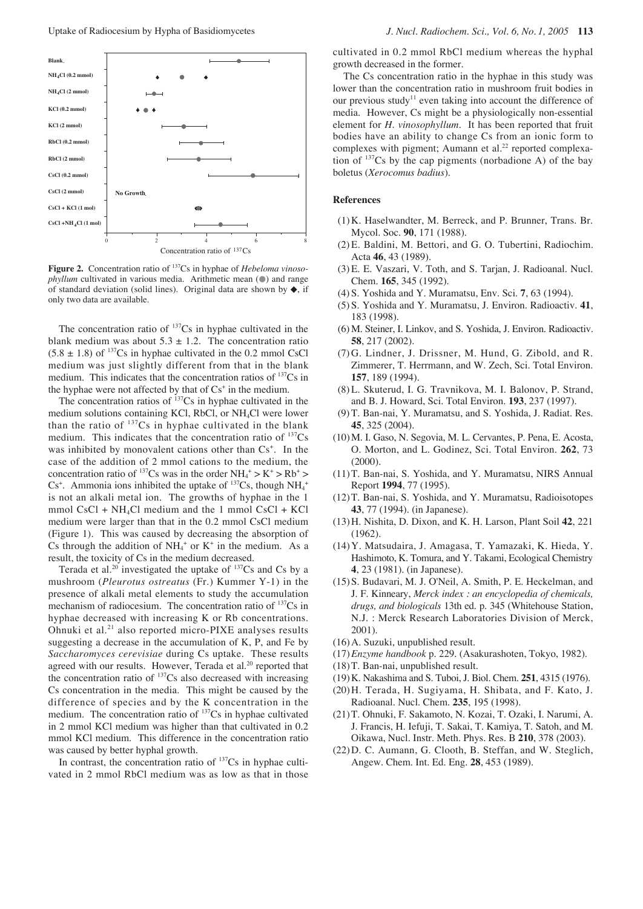Blank

$NH_4Cl$ (0.2 mmol)

$NH_4Cl$ (2 mmol)

KCl (0.2 mmol)

KCl (2 mmol)

RbCl (0.2 mmol)

RbCl (2 mmol)

CsCl (0.2 mmol)

CsCl (2 mmol)

No Growth

CsCl + KCl (1 mol)

CsCl +$NH_4$Cl (1 mol)

0 2 4 6 8

Concentration ratio of $^{137}$Cs

**Figure 2.** Concentration ratio of $^{137}$Cs in hyphae of *Hebeloma vinosophyllum* cultivated in various media. Arithmetic mean (●) and range of standard deviation (solid lines). Original data are shown by ◆, if only two data are available.

The concentration ratio of $^{137}$Cs in hyphae cultivated in the blank medium was about $5.3 \pm 1.2$. The concentration ratio ($5.8 \pm 1.8$) of $^{137}$Cs in hyphae cultivated in the 0.2 mmol CsCl medium was just slightly different from that in the blank medium. This indicates that the concentration ratios of $^{137}$Cs in the hyphae were not affected by that of $Cs^+$ in the medium.

The concentration ratios of $^{137}$Cs in hyphae cultivated in the medium solutions containing KCl, RbCl, or $NH_4Cl$ were lower than the ratio of $^{137}$Cs in hyphae cultivated in the blank medium. This indicates that the concentration ratio of $^{137}$Cs was inhibited by monovalent cations other than $Cs^+$. In the case of the addition of 2 mmol cations to the medium, the concentration ratio of $^{137}$Cs was in the order $NH_4^+ > K^+ > Rb^+ > Cs^+$. Ammonia ions inhibited the uptake of $^{137}$Cs, though $NH_4^+$ is not an alkali metal ion. The growths of hyphae in the 1 mmol CsCl + $NH_4Cl$ medium and the 1 mmol CsCl + KCl medium were larger than that in the 0.2 mmol CsCl medium (Figure 1). This was caused by decreasing the absorption of Cs through the addition of $NH_4^+$ or $K^+$ in the medium. As a result, the toxicity of Cs in the medium decreased.

Terada et al.[20] investigated the uptake of $^{137}$Cs and Cs by a mushroom (*Pleurotus ostreatus* (Fr.) Kummer Y-1) in the presence of alkali metal elements to study the accumulation mechanism of radiocesium. The concentration ratio of $^{137}$Cs in hyphae decreased with increasing K or Rb concentrations. Ohnuki et al.[21] also reported micro-PIXE analyses results suggesting a decrease in the accumulation of K, P, and Fe by *Saccharomyces cerevisiae* during Cs uptake. These results agreed with our results. However, Terada et al.[20] reported that the concentration ratio of $^{137}$Cs also decreased with increasing Cs concentration in the media. This might be caused by the difference of species and by the K concentration in the medium. The concentration ratio of $^{137}$Cs in hyphae cultivated in 2 mmol KCl medium was higher than that cultivated in 0.2 mmol KCl medium. This difference in the concentration ratio was caused by better hyphal growth.

In contrast, the concentration ratio of $^{137}$Cs in hyphae cultivated in 2 mmol RbCl medium was as low as that in those cultivated in 0.2 mmol RbCl medium whereas the hyphal growth decreased in the former.

The Cs concentration ratio in the hyphae in this study was lower than the concentration ratio in mushroom fruit bodies in our previous study[11] even taking into account the difference of media. However, Cs might be a physiologically non-essential element for *H. vinosophyllum*. It has been reported that fruit bodies have an ability to change Cs from an ionic form to complexes with pigment; Aumann et al.[22] reported complexation of $^{137}$Cs by the cap pigments (norbadione A) of the bay boletus (*Xerocomus badius*).

## References

(1) K. Haselwandter, M. Berreck, and P. Brunner, Trans. Br. Mycol. Soc. **90**, 171 (1988).

(2) E. Baldini, M. Bettori, and G. O. Tubertini, Radiochim. Acta **46**, 43 (1989).

(3) E. E. Vaszari, V. Toth, and S. Tarjan, J. Radioanal. Nucl. Chem. **165**, 345 (1992).

(4) S. Yoshida and Y. Muramatsu, Env. Sci. **7**, 63 (1994).

(5) S. Yoshida and Y. Muramatsu, J. Environ. Radioactiv. **41**, 183 (1998).

(6) M. Steiner, I. Linkov, and S. Yoshida, J. Environ. Radioactiv. **58**, 217 (2002).

(7) G. Lindner, J. Drissner, M. Hund, G. Zibold, and R. Zimmerer, T. Herrmann, and W. Zech, Sci. Total Environ. **157**, 189 (1994).

(8) L. Skuterud, I. G. Travnikova, M. I. Balonov, P. Strand, and B. J. Howard, Sci. Total Environ. **193**, 237 (1997).

(9) T. Ban-nai, Y. Muramatsu, and S. Yoshida, J. Radiat. Res. **45**, 325 (2004).

(10) M. I. Gaso, N. Segovia, M. L. Cervantes, P. Pena, E. Acosta, O. Morton, and L. Godinez, Sci. Total Environ. **262**, 73 (2000).

(11) T. Ban-nai, S. Yoshida, and Y. Muramatsu, NIRS Annual Report **1994**, 77 (1995).

(12) T. Ban-nai, S. Yoshida, and Y. Muramatsu, Radioisotopes **43**, 77 (1994). (in Japanese).

(13) H. Nishita, D. Dixon, and K. H. Larson, Plant Soil **42**, 221 (1962).

(14) Y. Matsudaira, J. Amagasa, T. Yamazaki, K. Hieda, Y. Hashimoto, K. Tomura, and Y. Takami, Ecological Chemistry **4**, 23 (1981). (in Japanese).

(15) S. Budavari, M. J. O'Neil, A. Smith, P. E. Heckelman, and J. F. Kinneary, *Merck index : an encyclopedia of chemicals, drugs, and biologicals* 13th ed. p. 345 (Whitehouse Station, N.J. : Merck Research Laboratories Division of Merck, 2001).

(16) A. Suzuki, unpublished result.

(17) *Enzyme handbook* p. 229. (Asakurashoten, Tokyo, 1982).

(18) T. Ban-nai, unpublished result.

(19) K. Nakashima and S. Tuboi, J. Biol. Chem. **251**, 4315 (1976).

(20) H. Terada, H. Sugiyama, H. Shibata, and F. Kato, J. Radioanal. Nucl. Chem. **235**, 195 (1998).

(21) T. Ohnuki, F. Sakamoto, N. Kozai, T. Ozaki, I. Narumi, A. J. Francis, H. Iefuji, T. Sakai, T. Kamiya, T. Satoh, and M. Oikawa, Nucl. Instr. Meth. Phys. Res. B **210**, 378 (2003).

(22) D. C. Aumann, G. Clooth, B. Steffan, and W. Steglich, Angew. Chem. Int. Ed. Eng. **28**, 453 (1989).